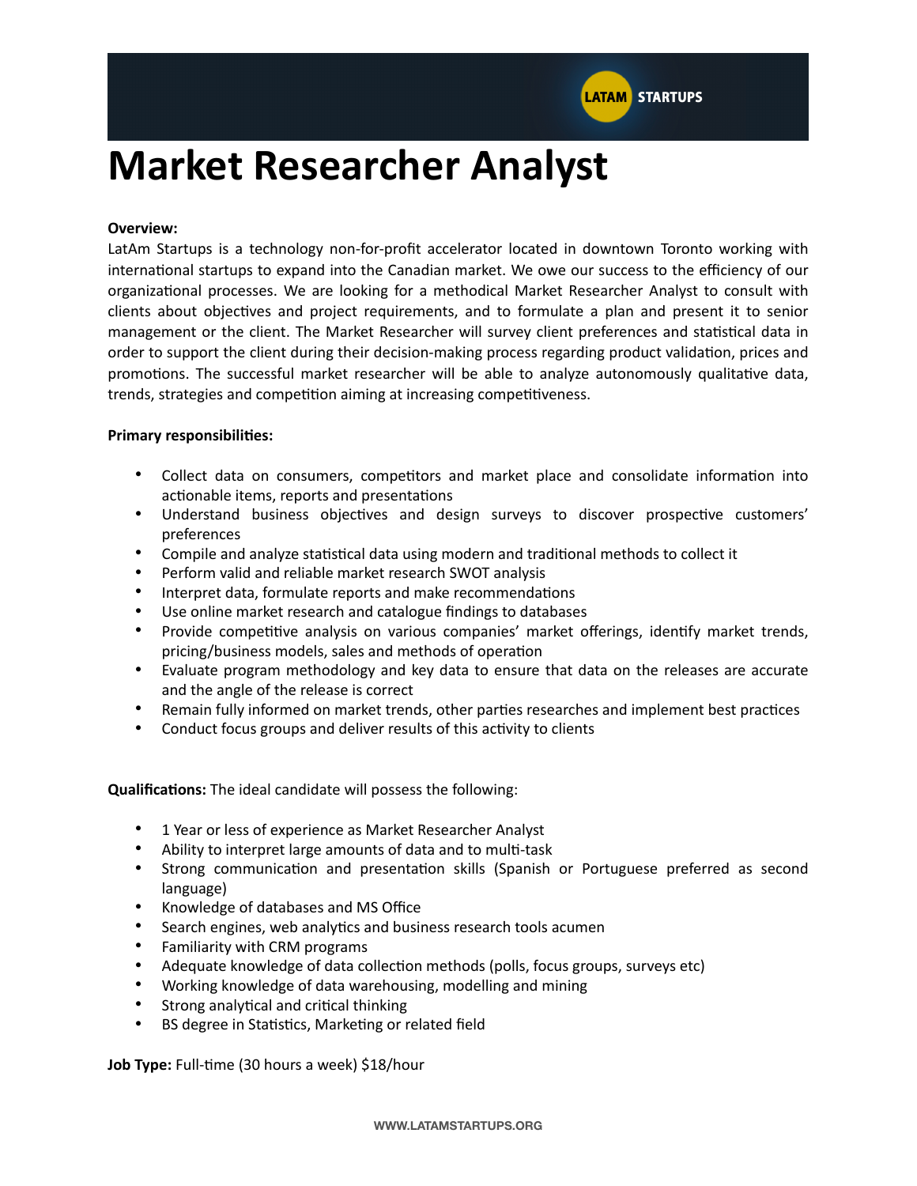LATAM STARTUPS

# Market Researcher Analyst

**Overview:**
LatAm Startups is a technology non-for-profit accelerator located in downtown Toronto working with international startups to expand into the Canadian market. We owe our success to the efficiency of our organizational processes. We are looking for a methodical Market Researcher Analyst to consult with clients about objectives and project requirements, and to formulate a plan and present it to senior management or the client. The Market Researcher will survey client preferences and statistical data in order to support the client during their decision-making process regarding product validation, prices and promotions. The successful market researcher will be able to analyze autonomously qualitative data, trends, strategies and competition aiming at increasing competitiveness.

**Primary responsibilities:**

- Collect data on consumers, competitors and market place and consolidate information into actionable items, reports and presentations
- Understand business objectives and design surveys to discover prospective customers' preferences
- Compile and analyze statistical data using modern and traditional methods to collect it
- Perform valid and reliable market research SWOT analysis
- Interpret data, formulate reports and make recommendations
- Use online market research and catalogue findings to databases
- Provide competitive analysis on various companies' market offerings, identify market trends, pricing/business models, sales and methods of operation
- Evaluate program methodology and key data to ensure that data on the releases are accurate and the angle of the release is correct
- Remain fully informed on market trends, other parties researches and implement best practices
- Conduct focus groups and deliver results of this activity to clients

**Qualifications:** The ideal candidate will possess the following:

- 1 Year or less of experience as Market Researcher Analyst
- Ability to interpret large amounts of data and to multi-task
- Strong communication and presentation skills (Spanish or Portuguese preferred as second language)
- Knowledge of databases and MS Office
- Search engines, web analytics and business research tools acumen
- Familiarity with CRM programs
- Adequate knowledge of data collection methods (polls, focus groups, surveys etc)
- Working knowledge of data warehousing, modelling and mining
- Strong analytical and critical thinking
- BS degree in Statistics, Marketing or related field

**Job Type:** Full-time (30 hours a week) $18/hour

WWW.LATAMSTARTUPS.ORG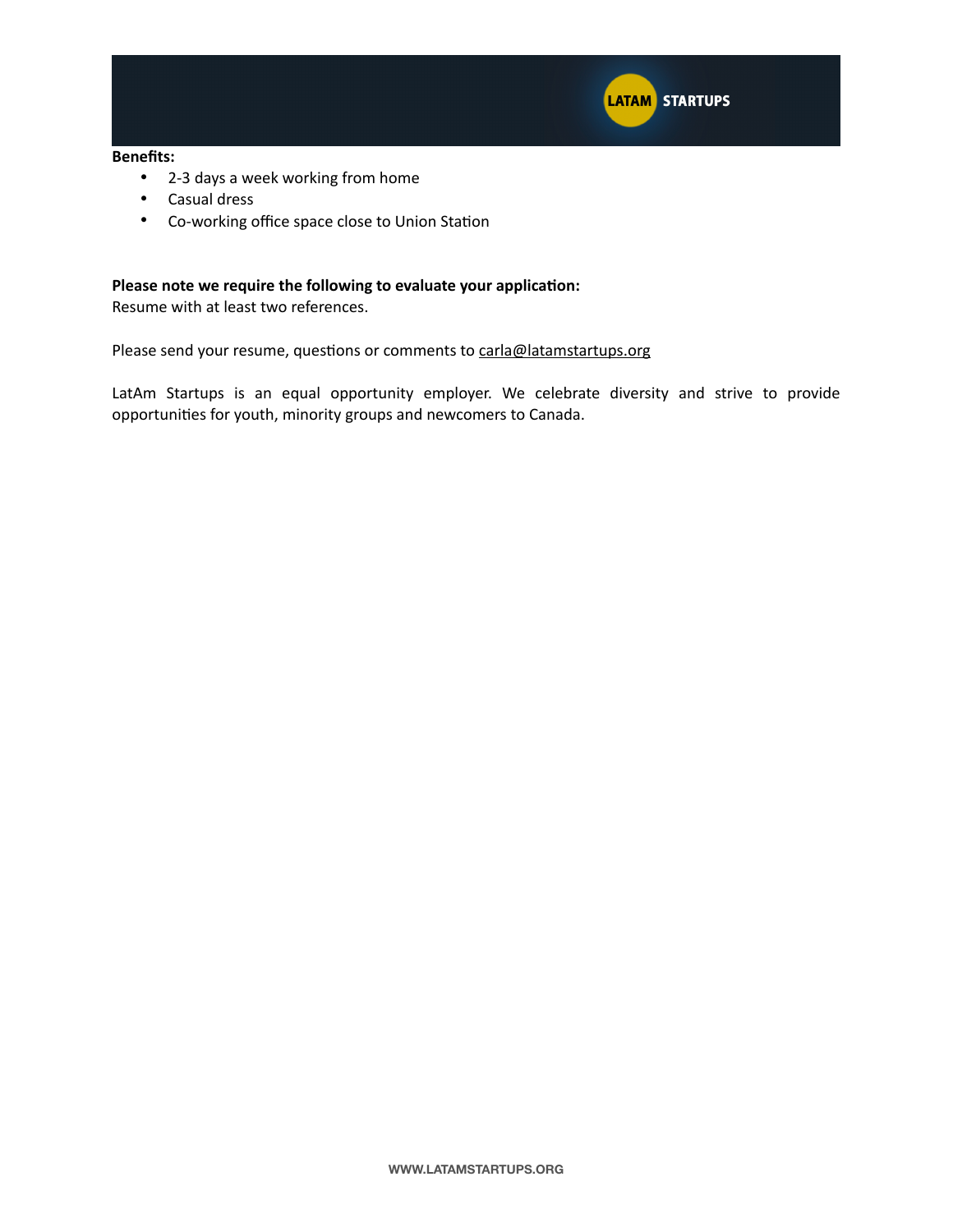**Benefits:**

- 2-3 days a week working from home
- Casual dress
- Co-working office space close to Union Station

**Please note we require the following to evaluate your application:**
Resume with at least two references.

Please send your resume, questions or comments to carla@latamstartups.org

LatAm Startups is an equal opportunity employer. We celebrate diversity and strive to provide opportunities for youth, minority groups and newcomers to Canada.